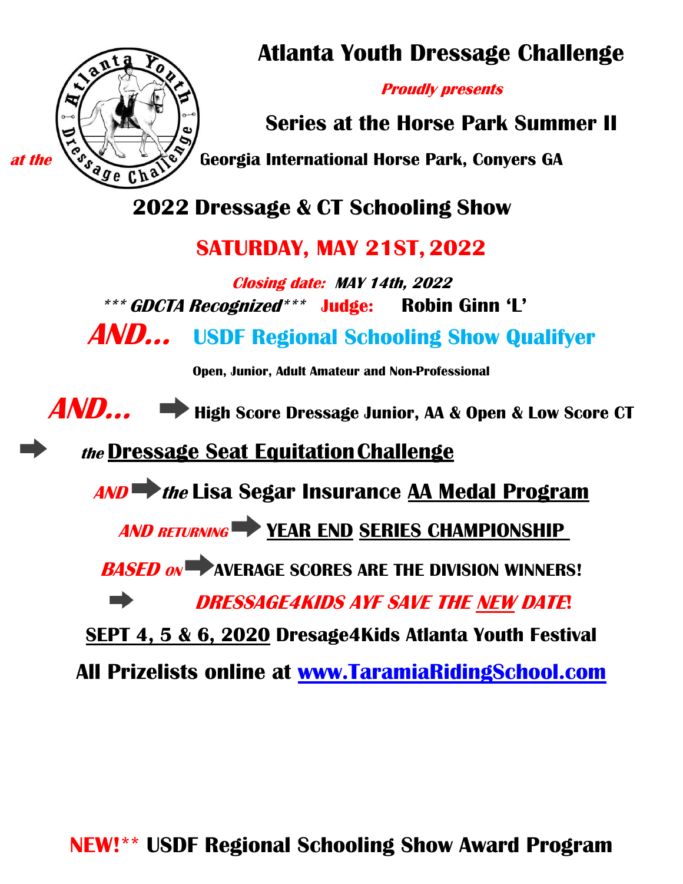# Atlanta Youth Dressage Challenge

***Proudly presents***

## Series at the Horse Park Summer II

*at the* **Georgia International Horse Park, Conyers GA**

## 2022 Dressage & CT Schooling Show

## SATURDAY, MAY 21ST, 2022

***Closing date: MAY 14th, 2022***

***\*\*\* GDCTA Recognized\*\*\**** **Judge: Robin Ginn 'L'**

***AND...*** **USDF Regional Schooling Show Qualifyer**

**Open, Junior, Adult Amateur and Non-Professional**

***AND...*** ➡ **High Score Dressage Junior, AA & Open & Low Score CT**

➡ ***the*** **Dressage Seat Equitation Challenge**

***AND*** ➡ ***the*** **Lisa Segar Insurance AA Medal Program**

***AND RETURNING*** ➡ **YEAR END SERIES CHAMPIONSHIP**

***BASED ON*** ➡ **AVERAGE SCORES ARE THE DIVISION WINNERS!**

➡ ***DRESSAGE4KIDS AYF SAVE THE NEW DATE!***

**SEPT 4, 5 & 6, 2020 Dresage4Kids Atlanta Youth Festival**

**All Prizelists online at www.TaramiaRidingSchool.com**

**NEW!\*\* USDF Regional Schooling Show Award Program**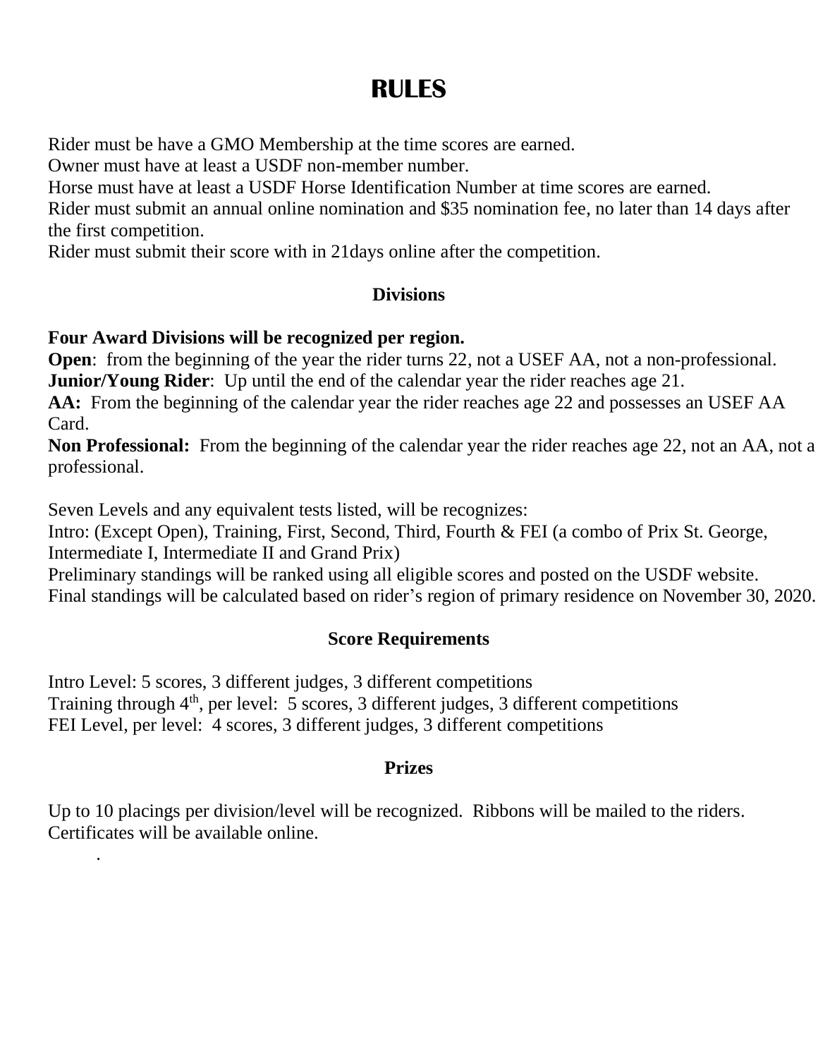# RULES

Rider must be have a GMO Membership at the time scores are earned.
Owner must have at least a USDF non-member number.
Horse must have at least a USDF Horse Identification Number at time scores are earned.
Rider must submit an annual online nomination and $35 nomination fee, no later than 14 days after the first competition.
Rider must submit their score with in 21days online after the competition.

## Divisions

**Four Award Divisions will be recognized per region.**
**Open**: from the beginning of the year the rider turns 22, not a USEF AA, not a non-professional.
**Junior/Young Rider**: Up until the end of the calendar year the rider reaches age 21.
**AA:** From the beginning of the calendar year the rider reaches age 22 and possesses an USEF AA Card.
**Non Professional:** From the beginning of the calendar year the rider reaches age 22, not an AA, not a professional.

Seven Levels and any equivalent tests listed, will be recognizes:
Intro: (Except Open), Training, First, Second, Third, Fourth & FEI (a combo of Prix St. George, Intermediate I, Intermediate II and Grand Prix)
Preliminary standings will be ranked using all eligible scores and posted on the USDF website.
Final standings will be calculated based on rider's region of primary residence on November 30, 2020.

## Score Requirements

Intro Level: 5 scores, 3 different judges, 3 different competitions
Training through 4th, per level: 5 scores, 3 different judges, 3 different competitions
FEI Level, per level: 4 scores, 3 different judges, 3 different competitions

## Prizes

Up to 10 placings per division/level will be recognized. Ribbons will be mailed to the riders. Certificates will be available online.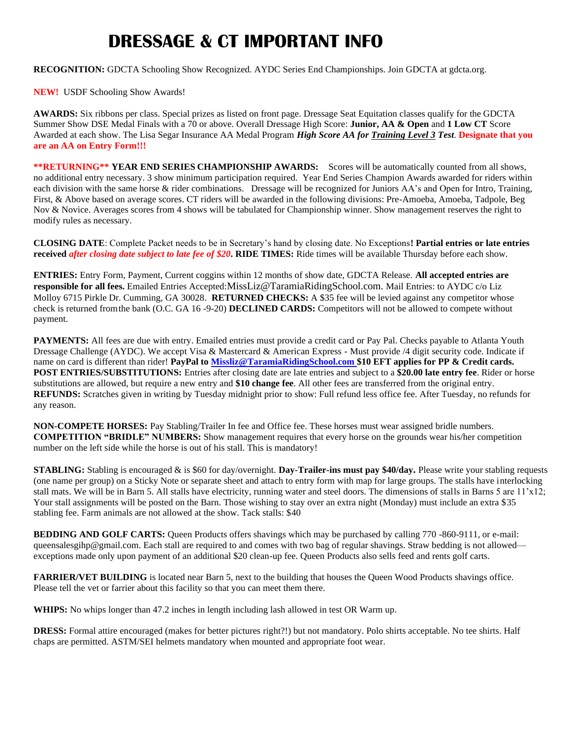# DRESSAGE & CT IMPORTANT INFO

**RECOGNITION:** GDCTA Schooling Show Recognized. AYDC Series End Championships. Join GDCTA at gdcta.org.

**NEW!** USDF Schooling Show Awards!

**AWARDS:** Six ribbons per class. Special prizes as listed on front page. Dressage Seat Equitation classes qualify for the GDCTA Summer Show DSE Medal Finals with a 70 or above. Overall Dressage High Score: **Junior, AA & Open** and **1 Low CT** Score Awarded at each show. The Lisa Segar Insurance AA Medal Program ***High Score AA for Training Level 3 Test.*** **Designate that you are an AA on Entry Form!!!**

**\*\*RETURNING\*\* YEAR END SERIES CHAMPIONSHIP AWARDS:** Scores will be automatically counted from all shows, no additional entry necessary. 3 show minimum participation required. Year End Series Champion Awards awarded for riders within each division with the same horse & rider combinations. Dressage will be recognized for Juniors AA's and Open for Intro, Training, First, & Above based on average scores. CT riders will be awarded in the following divisions: Pre-Amoeba, Amoeba, Tadpole, Beg Nov & Novice. Averages scores from 4 shows will be tabulated for Championship winner. Show management reserves the right to modify rules as necessary.

**CLOSING DATE**: Complete Packet needs to be in Secretary's hand by closing date. No Exceptions**! Partial entries or late entries received** ***after closing date subject to late fee of $20*****. RIDE TIMES:** Ride times will be available Thursday before each show.

**ENTRIES:** Entry Form, Payment, Current coggins within 12 months of show date, GDCTA Release. **All accepted entries are responsible for all fees.** Emailed Entries Accepted:MissLiz@TaramiaRidingSchool.com. Mail Entries: to AYDC c/o Liz Molloy 6715 Pirkle Dr. Cumming, GA 30028. **RETURNED CHECKS:** A $35 fee will be levied against any competitor whose check is returned fromthe bank (O.C. GA 16 -9-20) **DECLINED CARDS:** Competitors will not be allowed to compete without payment.

**PAYMENTS:** All fees are due with entry. Emailed entries must provide a credit card or Pay Pal. Checks payable to Atlanta Youth Dressage Challenge (AYDC). We accept Visa & Mastercard & American Express - Must provide /4 digit security code. Indicate if name on card is different than rider! **PayPal to Missliz@TaramiaRidingSchool.com $10 EFT applies for PP & Credit cards.**
**POST ENTRIES/SUBSTITUTIONS:** Entries after closing date are late entries and subject to a **$20.00 late entry fee**. Rider or horse substitutions are allowed, but require a new entry and **$10 change fee**. All other fees are transferred from the original entry.
**REFUNDS:** Scratches given in writing by Tuesday midnight prior to show: Full refund less office fee. After Tuesday, no refunds for any reason.

**NON-COMPETE HORSES:** Pay Stabling/Trailer In fee and Office fee. These horses must wear assigned bridle numbers.
**COMPETITION "BRIDLE" NUMBERS:** Show management requires that every horse on the grounds wear his/her competition number on the left side while the horse is out of his stall. This is mandatory!

**STABLING:** Stabling is encouraged & is $60 for day/overnight. **Day-Trailer-ins must pay $40/day.** Please write your stabling requests (one name per group) on a Sticky Note or separate sheet and attach to entry form with map for large groups. The stalls have interlocking stall mats. We will be in Barn 5. All stalls have electricity, running water and steel doors. The dimensions of stalls in Barns 5 are 11'x12; Your stall assignments will be posted on the Barn. Those wishing to stay over an extra night (Monday) must include an extra $35 stabling fee. Farm animals are not allowed at the show. Tack stalls: $40

**BEDDING AND GOLF CARTS:** Queen Products offers shavings which may be purchased by calling 770 -860-9111, or e-mail: queensalesgihp@gmail.com. Each stall are required to and comes with two bag of regular shavings. Straw bedding is not allowed—exceptions made only upon payment of an additional $20 clean-up fee. Queen Products also sells feed and rents golf carts.

**FARRIER/VET BUILDING** is located near Barn 5, next to the building that houses the Queen Wood Products shavings office. Please tell the vet or farrier about this facility so that you can meet them there.

**WHIPS:** No whips longer than 47.2 inches in length including lash allowed in test OR Warm up.

**DRESS:** Formal attire encouraged (makes for better pictures right?!) but not mandatory. Polo shirts acceptable. No tee shirts. Half chaps are permitted. ASTM/SEI helmets mandatory when mounted and appropriate foot wear.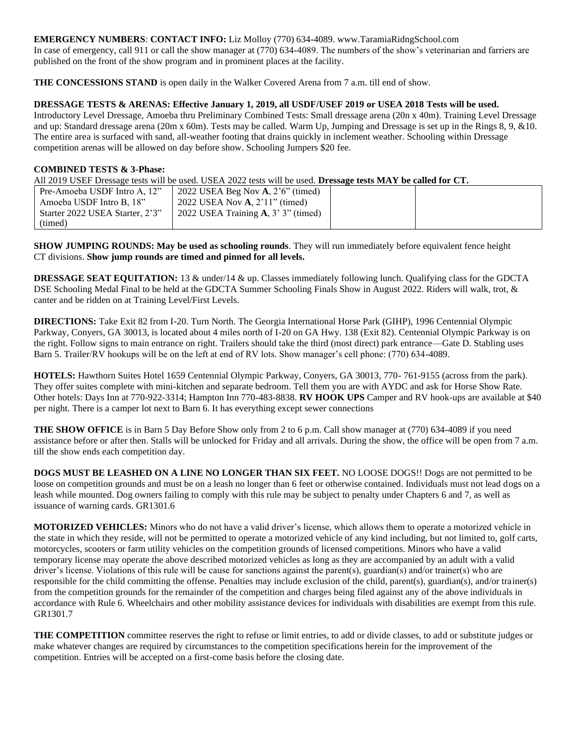**EMERGENCY NUMBERS**: **CONTACT INFO:** Liz Molloy (770) 634-4089. www.TaramiaRidngSchool.com
In case of emergency, call 911 or call the show manager at (770) 634-4089. The numbers of the show's veterinarian and farriers are published on the front of the show program and in prominent places at the facility.

**THE CONCESSIONS STAND** is open daily in the Walker Covered Arena from 7 a.m. till end of show.

**DRESSAGE TESTS & ARENAS: Effective January 1, 2019, all USDF/USEF 2019 or USEA 2018 Tests will be used.**
Introductory Level Dressage, Amoeba thru Preliminary Combined Tests: Small dressage arena (20n x 40m). Training Level Dressage and up: Standard dressage arena (20m x 60m). Tests may be called. Warm Up, Jumping and Dressage is set up in the Rings 8, 9, &10. The entire area is surfaced with sand, all-weather footing that drains quickly in inclement weather. Schooling within Dressage competition arenas will be allowed on day before show. Schooling Jumpers $20 fee.

**COMBINED TESTS & 3-Phase:**
All 2019 USEF Dressage tests will be used. USEA 2022 tests will be used. **Dressage tests MAY be called for CT.**

| | | | |
|---|---|---|---|
| Pre-Amoeba USDF Intro A, 12"<br>Amoeba USDF Intro B, 18"<br>Starter 2022 USEA Starter, 2'3" (timed) | 2022 USEA Beg Nov **A**, 2'6" (timed)<br>2022 USEA Nov **A**, 2'11" (timed)<br>2022 USEA Training **A**, 3' 3" (timed) | | |

**SHOW JUMPING ROUNDS: May be used as schooling rounds**. They will run immediately before equivalent fence height CT divisions. **Show jump rounds are timed and pinned for all levels.**

**DRESSAGE SEAT EQUITATION:** 13 & under/14 & up. Classes immediately following lunch. Qualifying class for the GDCTA DSE Schooling Medal Final to be held at the GDCTA Summer Schooling Finals Show in August 2022. Riders will walk, trot, & canter and be ridden on at Training Level/First Levels.

**DIRECTIONS:** Take Exit 82 from I-20. Turn North. The Georgia International Horse Park (GIHP), 1996 Centennial Olympic Parkway, Conyers, GA 30013, is located about 4 miles north of I-20 on GA Hwy. 138 (Exit 82). Centennial Olympic Parkway is on the right. Follow signs to main entrance on right. Trailers should take the third (most direct) park entrance—Gate D. Stabling uses Barn 5. Trailer/RV hookups will be on the left at end of RV lots. Show manager's cell phone: (770) 634-4089.

**HOTELS:** Hawthorn Suites Hotel 1659 Centennial Olympic Parkway, Conyers, GA 30013, 770- 761-9155 (across from the park). They offer suites complete with mini-kitchen and separate bedroom. Tell them you are with AYDC and ask for Horse Show Rate. Other hotels: Days Inn at 770-922-3314; Hampton Inn 770-483-8838. **RV HOOK UPS** Camper and RV hook-ups are available at $40 per night. There is a camper lot next to Barn 6. It has everything except sewer connections

**THE SHOW OFFICE** is in Barn 5 Day Before Show only from 2 to 6 p.m. Call show manager at (770) 634-4089 if you need assistance before or after then. Stalls will be unlocked for Friday and all arrivals. During the show, the office will be open from 7 a.m. till the show ends each competition day.

**DOGS MUST BE LEASHED ON A LINE NO LONGER THAN SIX FEET.** NO LOOSE DOGS!! Dogs are not permitted to be loose on competition grounds and must be on a leash no longer than 6 feet or otherwise contained. Individuals must not lead dogs on a leash while mounted. Dog owners failing to comply with this rule may be subject to penalty under Chapters 6 and 7, as well as issuance of warning cards. GR1301.6

**MOTORIZED VEHICLES:** Minors who do not have a valid driver's license, which allows them to operate a motorized vehicle in the state in which they reside, will not be permitted to operate a motorized vehicle of any kind including, but not limited to, golf carts, motorcycles, scooters or farm utility vehicles on the competition grounds of licensed competitions. Minors who have a valid temporary license may operate the above described motorized vehicles as long as they are accompanied by an adult with a valid driver's license. Violations of this rule will be cause for sanctions against the parent(s), guardian(s) and/or trainer(s) who are responsible for the child committing the offense. Penalties may include exclusion of the child, parent(s), guardian(s), and/or trainer(s) from the competition grounds for the remainder of the competition and charges being filed against any of the above individuals in accordance with Rule 6. Wheelchairs and other mobility assistance devices for individuals with disabilities are exempt from this rule. GR1301.7

**THE COMPETITION** committee reserves the right to refuse or limit entries, to add or divide classes, to add or substitute judges or make whatever changes are required by circumstances to the competition specifications herein for the improvement of the competition. Entries will be accepted on a first-come basis before the closing date.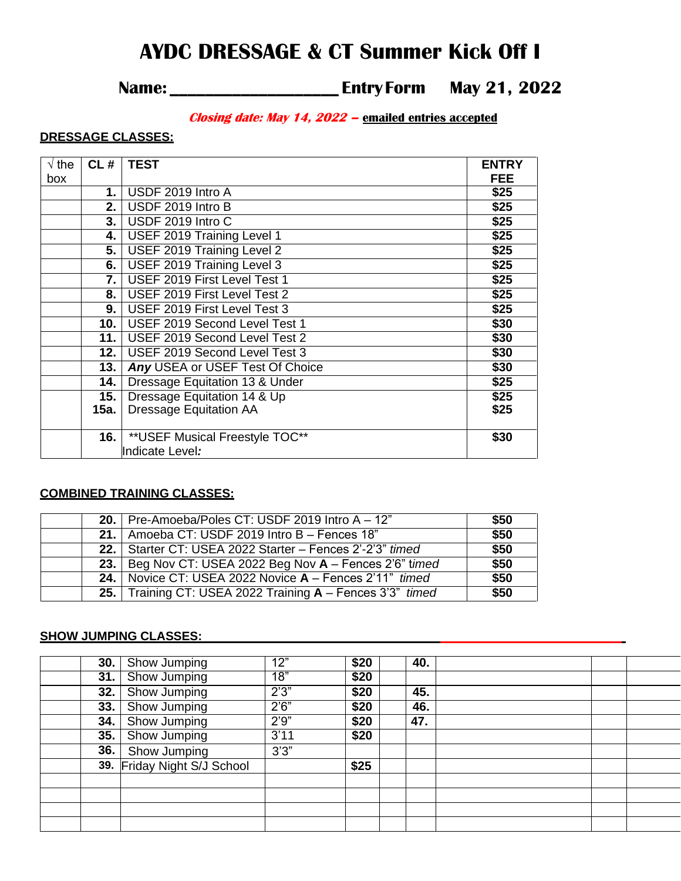# AYDC DRESSAGE & CT Summer Kick Off I

## Name: ____________________ Entry Form May 21, 2022

***Closing date: May 14, 2022 –*** **emailed entries accepted**

**DRESSAGE CLASSES:**

| √ the box | CL # | TEST | ENTRY FEE |
|---|---|---|---|
| | **1.** | USDF 2019 Intro A | **$25** |
| | **2.** | USDF 2019 Intro B | **$25** |
| | **3.** | USDF 2019 Intro C | **$25** |
| | **4.** | USEF 2019 Training Level 1 | **$25** |
| | **5.** | USEF 2019 Training Level 2 | **$25** |
| | **6.** | USEF 2019 Training Level 3 | **$25** |
| | **7.** | USEF 2019 First Level Test 1 | **$25** |
| | **8.** | USEF 2019 First Level Test 2 | **$25** |
| | **9.** | USEF 2019 First Level Test 3 | **$25** |
| | **10.** | USEF 2019 Second Level Test 1 | **$30** |
| | **11.** | USEF 2019 Second Level Test 2 | **$30** |
| | **12.** | USEF 2019 Second Level Test 3 | **$30** |
| | **13.** | ***Any*** USEA or USEF Test Of Choice | **$30** |
| | **14.** | Dressage Equitation 13 & Under | **$25** |
| | **15.** **15a.** | Dressage Equitation 14 & Up Dressage Equitation AA | **$25** **$25** |
| | **16.** | **USEF Musical Freestyle TOC** Indicate Level*:* | **$30** |

**COMBINED TRAINING CLASSES:**

| | | | |
|---|---|---|---|
| | **20.** | Pre-Amoeba/Poles CT: USDF 2019 Intro A – 12" | **$50** |
| | **21.** | Amoeba CT: USDF 2019 Intro B – Fences 18" | **$50** |
| | **22.** | Starter CT: USEA 2022 Starter – Fences 2'-2'3" *timed* | **$50** |
| | **23.** | Beg Nov CT: USEA 2022 Beg Nov **A** – Fences 2'6" *timed* | **$50** |
| | **24.** | Novice CT: USEA 2022 Novice **A** – Fences 2'11" *timed* | **$50** |
| | **25.** | Training CT: USEA 2022 Training **A** – Fences 3'3" *timed* | **$50** |

**SHOW JUMPING CLASSES:**

| | | | | | | | | | |
|---|---|---|---|---|---|---|---|---|---|
| | **30.** | Show Jumping | 12" | **$20** | | **40.** | | | |
| | **31.** | Show Jumping | 18" | **$20** | | | | | |
| | **32.** | Show Jumping | 2'3" | **$20** | | **45.** | | | |
| | **33.** | Show Jumping | 2'6" | **$20** | | **46.** | | | |
| | **34.** | Show Jumping | 2'9" | **$20** | | **47.** | | | |
| | **35.** | Show Jumping | 3'11 | **$20** | | | | | |
| | **36.** | Show Jumping | 3'3" | | | | | | |
| | **39.** | Friday Night S/J School | | **$25** | | | | | |
| | | | | | | | | | |
| | | | | | | | | | |
| | | | | | | | | | |
| | | | | | | | | | |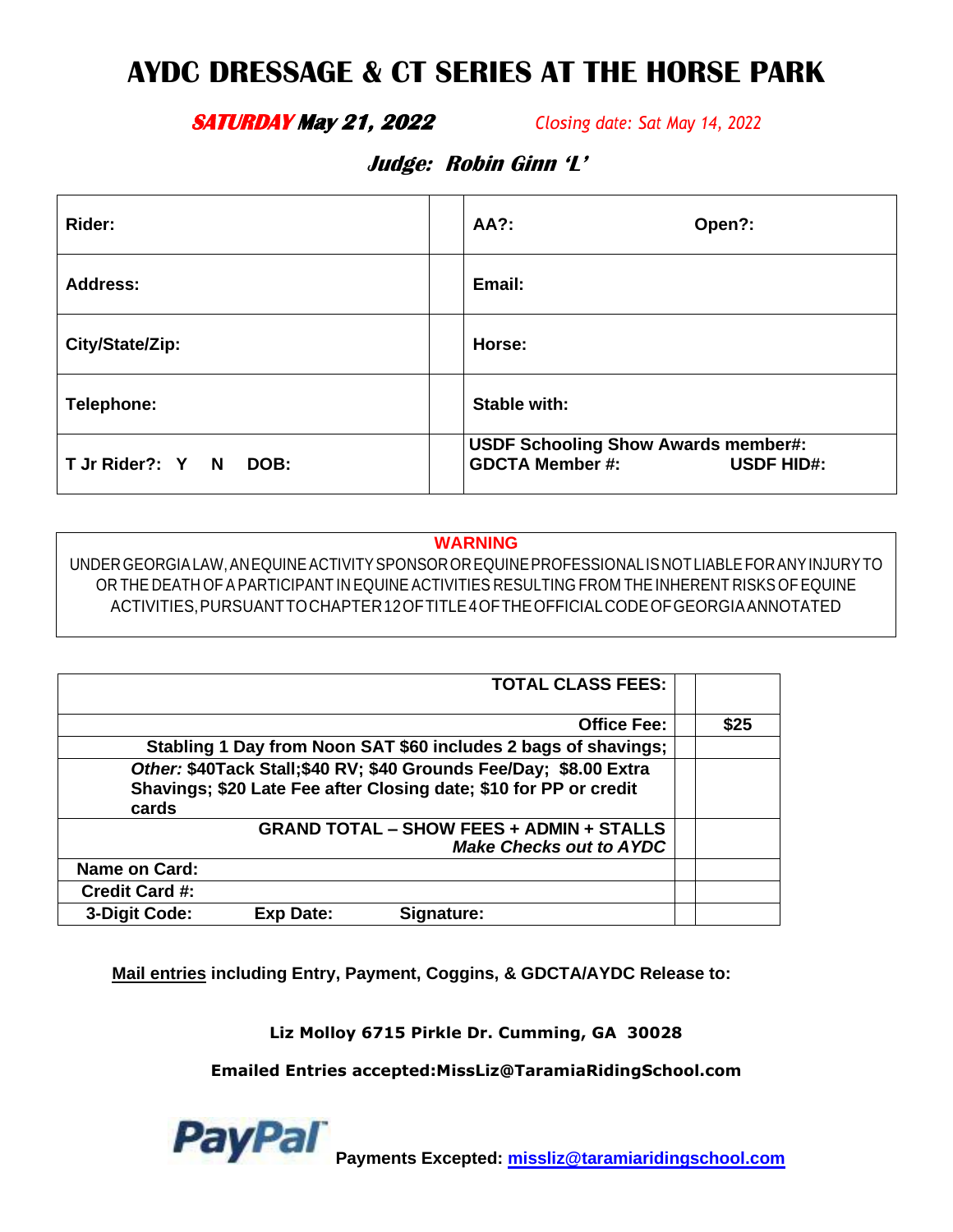# AYDC DRESSAGE & CT SERIES AT THE HORSE PARK

***SATURDAY* May 21, 2022** *Closing date: Sat May 14, 2022*

***Judge: Robin Ginn 'L'***

| | | |
|---|---|---|
| **Rider:** | | **AA?:** **Open?:** |
| **Address:** | | **Email:** |
| **City/State/Zip:** | | **Horse:** |
| **Telephone:** | | **Stable with:** |
| **T Jr Rider?: Y N DOB:** | | **USDF Schooling Show Awards member#:** **GDCTA Member #:** **USDF HID#:** |

**WARNING**

UNDER GEORGIA LAW, AN EQUINE ACTIVITY SPONSOR OR EQUINE PROFESSIONAL IS NOT LIABLE FOR ANY INJURY TO OR THE DEATH OF A PARTICIPANT IN EQUINE ACTIVITIES RESULTING FROM THE INHERENT RISKS OF EQUINE ACTIVITIES, PURSUANT TO CHAPTER 12 OF TITLE 4 OF THE OFFICIAL CODE OF GEORGIA ANNOTATED

| | | |
|---|---|---|
| **TOTAL CLASS FEES:** | | |
| **Office Fee:** | | **$25** |
| **Stabling 1 Day from Noon SAT $60 includes 2 bags of shavings;** | | |
| ***Other:* $40Tack Stall;$40 RV; $40 Grounds Fee/Day; $8.00 Extra Shavings; $20 Late Fee after Closing date; $10 for PP or credit cards** | | |
| **GRAND TOTAL – SHOW FEES + ADMIN + STALLS** ***Make Checks out to AYDC*** | | |
| **Name on Card:** | | |
| **Credit Card #:** | | |
| **3-Digit Code: Exp Date: Signature:** | | |

**Mail entries including Entry, Payment, Coggins, & GDCTA/AYDC Release to:**

**Liz Molloy 6715 Pirkle Dr. Cumming, GA 30028**

**Emailed Entries accepted:MissLiz@TaramiaRidingSchool.com**

PayPal **Payments Excepted: missliz@taramiaridingschool.com**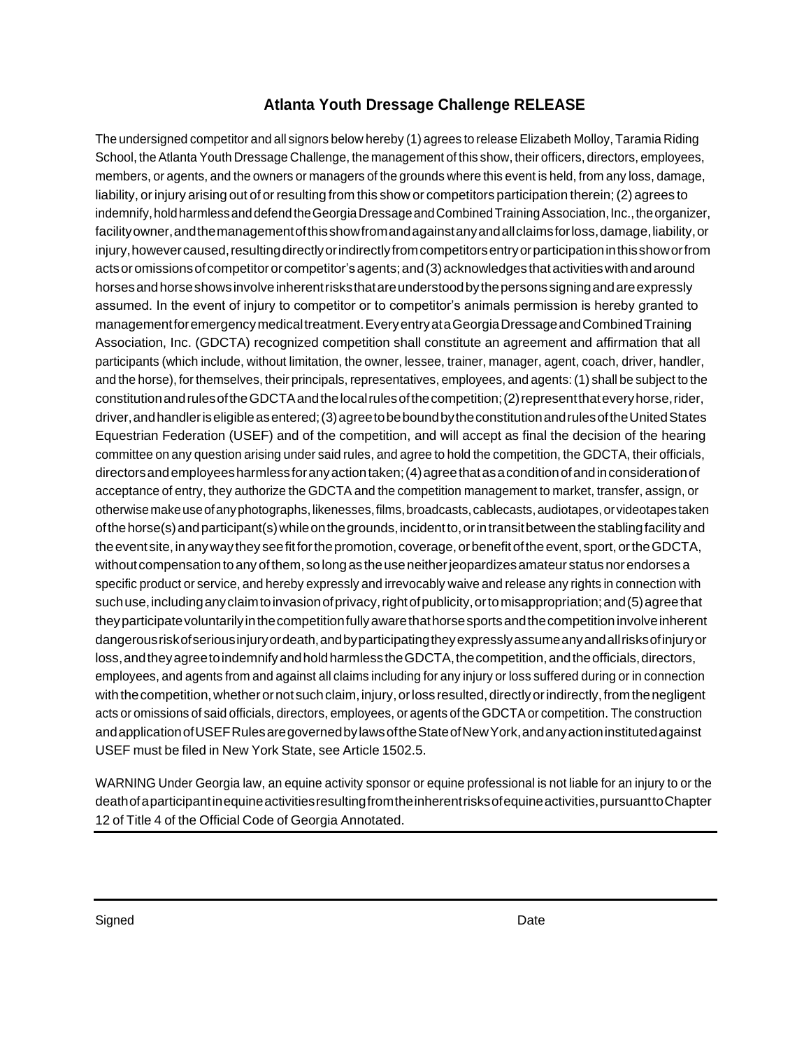## Atlanta Youth Dressage Challenge RELEASE

The undersigned competitor and all signors below hereby (1) agrees to release Elizabeth Molloy, Taramia Riding School, the Atlanta Youth Dressage Challenge, the management of this show, their officers, directors, employees, members, or agents, and the owners or managers of the grounds where this event is held, from any loss, damage, liability, or injury arising out of or resulting from this show or competitors participation therein; (2) agrees to indemnify, hold harmless and defend the Georgia Dressage and Combined Training Association, Inc., the organizer, facility owner, and the management of this show from and against any and all claims for loss, damage, liability, or injury, however caused, resulting directly or indirectly from competitors entry or participation in this show or from acts or omissions of competitor or competitor's agents; and (3) acknowledges that activities with and around horses and horse shows involve inherent risks that are understood by the persons signing and are expressly assumed. In the event of injury to competitor or to competitor's animals permission is hereby granted to management for emergency medical treatment. Every entry at a Georgia Dressage and Combined Training Association, Inc. (GDCTA) recognized competition shall constitute an agreement and affirmation that all participants (which include, without limitation, the owner, lessee, trainer, manager, agent, coach, driver, handler, and the horse), for themselves, their principals, representatives, employees, and agents: (1) shall be subject to the constitution and rules of the GDCTA and the local rules of the competition; (2) represent that every horse, rider, driver, and handler is eligible as entered; (3) agree to be bound by the constitution and rules of the United States Equestrian Federation (USEF) and of the competition, and will accept as final the decision of the hearing committee on any question arising under said rules, and agree to hold the competition, the GDCTA, their officials, directors and employees harmless for any action taken; (4) agree that as a condition of and in consideration of acceptance of entry, they authorize the GDCTA and the competition management to market, transfer, assign, or otherwise make use of any photographs, likenesses, films, broadcasts, cablecasts, audiotapes, or videotapes taken of the horse(s) and participant(s) while on the grounds, incident to, or in transit between the stabling facility and the event site, in any way they see fit for the promotion, coverage, or benefit of the event, sport, or the GDCTA, without compensation to any of them, so long as the use neither jeopardizes amateur status nor endorses a specific product or service, and hereby expressly and irrevocably waive and release any rights in connection with such use, including any claim to invasion of privacy, right of publicity, or to misappropriation; and (5) agree that they participate voluntarily in the competition fully aware that horse sports and the competition involve inherent dangerous risk of serious injury or death, and by participating they expressly assume any and all risks of injury or loss, and they agree to indemnify and hold harmless the GDCTA, the competition, and the officials, directors, employees, and agents from and against all claims including for any injury or loss suffered during or in connection with the competition, whether or not such claim, injury, or loss resulted, directly or indirectly, from the negligent acts or omissions of said officials, directors, employees, or agents of the GDCTA or competition. The construction and application of USEF Rules are governed by laws of the State of New York, and any action instituted against USEF must be filed in New York State, see Article 1502.5.

WARNING Under Georgia law, an equine activity sponsor or equine professional is not liable for an injury to or the death of a participant in equine activities resulting from the inherent risks of equine activities, pursuant to Chapter 12 of Title 4 of the Official Code of Georgia Annotated.

---

Signed                                                                                                    Date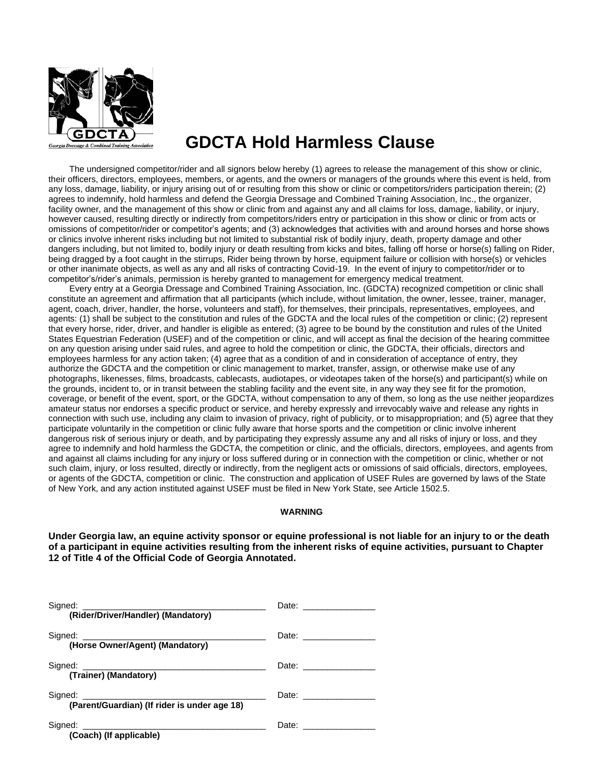# GDCTA Hold Harmless Clause

The undersigned competitor/rider and all signors below hereby (1) agrees to release the management of this show or clinic, their officers, directors, employees, members, or agents, and the owners or managers of the grounds where this event is held, from any loss, damage, liability, or injury arising out of or resulting from this show or clinic or competitors/riders participation therein; (2) agrees to indemnify, hold harmless and defend the Georgia Dressage and Combined Training Association, Inc., the organizer, facility owner, and the management of this show or clinic from and against any and all claims for loss, damage, liability, or injury, however caused, resulting directly or indirectly from competitors/riders entry or participation in this show or clinic or from acts or omissions of competitor/rider or competitor's agents; and (3) acknowledges that activities with and around horses and horse shows or clinics involve inherent risks including but not limited to substantial risk of bodily injury, death, property damage and other dangers including, but not limited to, bodily injury or death resulting from kicks and bites, falling off horse or horse(s) falling on Rider, being dragged by a foot caught in the stirrups, Rider being thrown by horse, equipment failure or collision with horse(s) or vehicles or other inanimate objects, as well as any and all risks of contracting Covid-19. In the event of injury to competitor/rider or to competitor's/rider's animals, permission is hereby granted to management for emergency medical treatment.

Every entry at a Georgia Dressage and Combined Training Association, Inc. (GDCTA) recognized competition or clinic shall constitute an agreement and affirmation that all participants (which include, without limitation, the owner, lessee, trainer, manager, agent, coach, driver, handler, the horse, volunteers and staff), for themselves, their principals, representatives, employees, and agents: (1) shall be subject to the constitution and rules of the GDCTA and the local rules of the competition or clinic; (2) represent that every horse, rider, driver, and handler is eligible as entered; (3) agree to be bound by the constitution and rules of the United States Equestrian Federation (USEF) and of the competition or clinic, and will accept as final the decision of the hearing committee on any question arising under said rules, and agree to hold the competition or clinic, the GDCTA, their officials, directors and employees harmless for any action taken; (4) agree that as a condition of and in consideration of acceptance of entry, they authorize the GDCTA and the competition or clinic management to market, transfer, assign, or otherwise make use of any photographs, likenesses, films, broadcasts, cablecasts, audiotapes, or videotapes taken of the horse(s) and participant(s) while on the grounds, incident to, or in transit between the stabling facility and the event site, in any way they see fit for the promotion, coverage, or benefit of the event, sport, or the GDCTA, without compensation to any of them, so long as the use neither jeopardizes amateur status nor endorses a specific product or service, and hereby expressly and irrevocably waive and release any rights in connection with such use, including any claim to invasion of privacy, right of publicity, or to misappropriation; and (5) agree that they participate voluntarily in the competition or clinic fully aware that horse sports and the competition or clinic involve inherent dangerous risk of serious injury or death, and by participating they expressly assume any and all risks of injury or loss, and they agree to indemnify and hold harmless the GDCTA, the competition or clinic, and the officials, directors, employees, and agents from and against all claims including for any injury or loss suffered during or in connection with the competition or clinic, whether or not such claim, injury, or loss resulted, directly or indirectly, from the negligent acts or omissions of said officials, directors, employees, or agents of the GDCTA, competition or clinic. The construction and application of USEF Rules are governed by laws of the State of New York, and any action instituted against USEF must be filed in New York State, see Article 1502.5.

**WARNING**

**Under Georgia law, an equine activity sponsor or equine professional is not liable for an injury to or the death of a participant in equine activities resulting from the inherent risks of equine activities, pursuant to Chapter 12 of Title 4 of the Official Code of Georgia Annotated.**

Signed: ______________________________________ Date: _______________
**(Rider/Driver/Handler) (Mandatory)**

Signed: ______________________________________ Date: _______________
**(Horse Owner/Agent) (Mandatory)**

Signed: ______________________________________ Date: _______________
**(Trainer) (Mandatory)**

Signed: ______________________________________ Date: _______________
**(Parent/Guardian) (If rider is under age 18)**

Signed: ______________________________________ Date: _______________
**(Coach) (If applicable)**